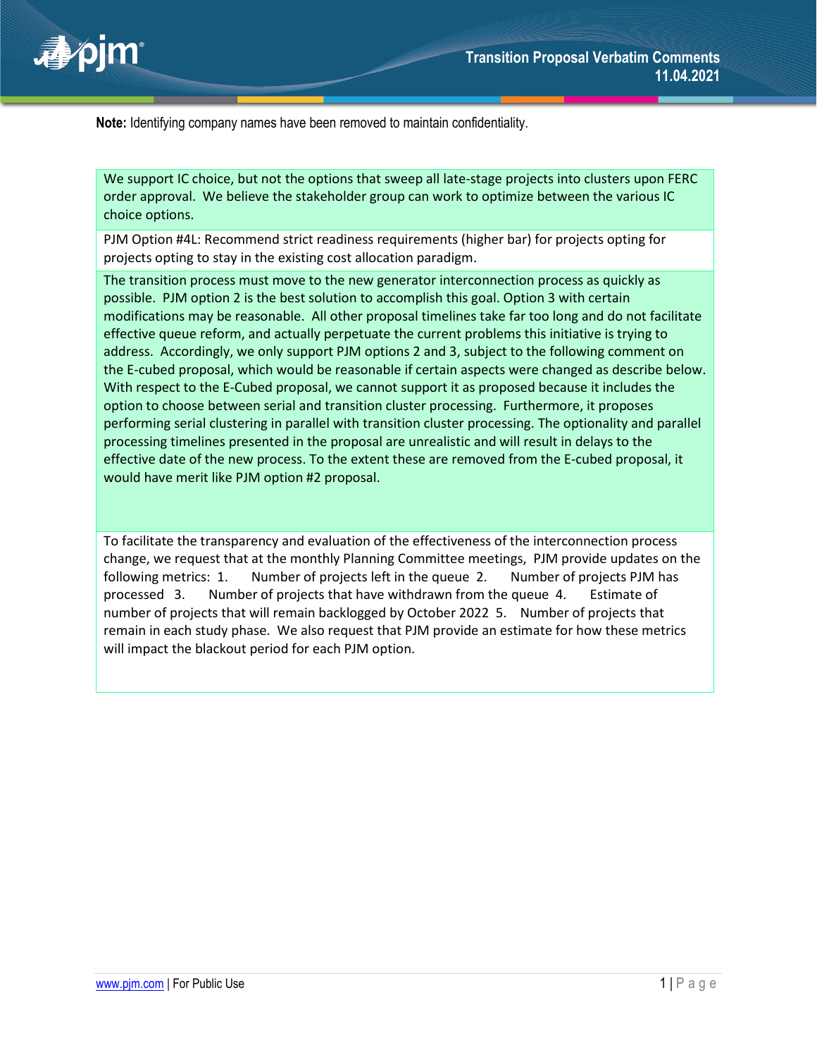# Transition Proposal Verbatim Comments 11.04.2021

**Note:** Identifying company names have been removed to maintain confidentiality.

| |
|---|
| We support IC choice, but not the options that sweep all late-stage projects into clusters upon FERC order approval. We believe the stakeholder group can work to optimize between the various IC choice options. |
| PJM Option #4L: Recommend strict readiness requirements (higher bar) for projects opting for projects opting to stay in the existing cost allocation paradigm. |
| The transition process must move to the new generator interconnection process as quickly as possible. PJM option 2 is the best solution to accomplish this goal. Option 3 with certain modifications may be reasonable. All other proposal timelines take far too long and do not facilitate effective queue reform, and actually perpetuate the current problems this initiative is trying to address. Accordingly, we only support PJM options 2 and 3, subject to the following comment on the E-cubed proposal, which would be reasonable if certain aspects were changed as describe below. With respect to the E-Cubed proposal, we cannot support it as proposed because it includes the option to choose between serial and transition cluster processing. Furthermore, it proposes performing serial clustering in parallel with transition cluster processing. The optionality and parallel processing timelines presented in the proposal are unrealistic and will result in delays to the effective date of the new process. To the extent these are removed from the E-cubed proposal, it would have merit like PJM option #2 proposal. |
| To facilitate the transparency and evaluation of the effectiveness of the interconnection process change, we request that at the monthly Planning Committee meetings, PJM provide updates on the following metrics: 1. Number of projects left in the queue 2. Number of projects PJM has processed 3. Number of projects that have withdrawn from the queue 4. Estimate of number of projects that will remain backlogged by October 2022 5. Number of projects that remain in each study phase. We also request that PJM provide an estimate for how these metrics will impact the blackout period for each PJM option. |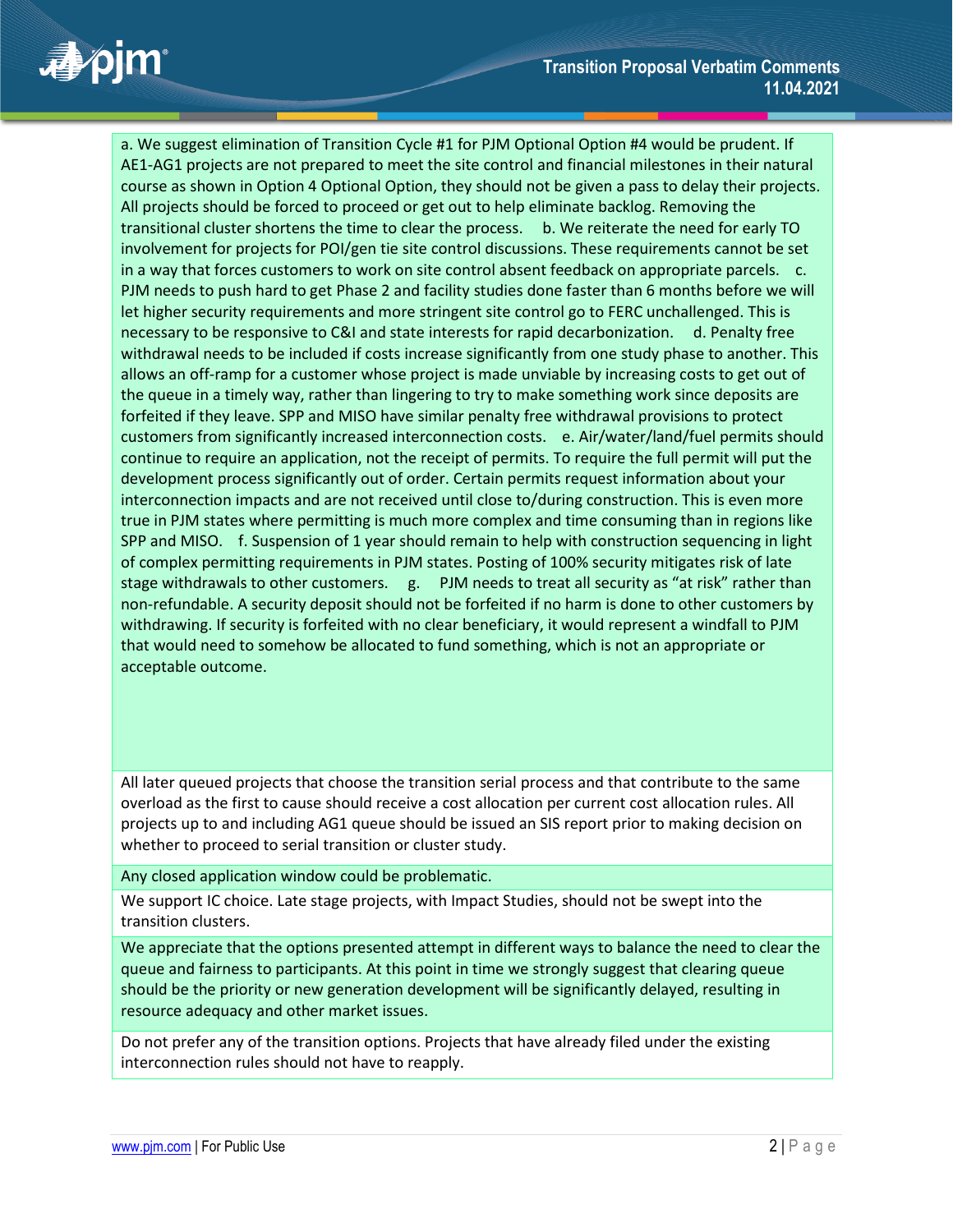| |
|---|
| a. We suggest elimination of Transition Cycle #1 for PJM Optional Option #4 would be prudent. If AE1-AG1 projects are not prepared to meet the site control and financial milestones in their natural course as shown in Option 4 Optional Option, they should not be given a pass to delay their projects. All projects should be forced to proceed or get out to help eliminate backlog. Removing the transitional cluster shortens the time to clear the process. b. We reiterate the need for early TO involvement for projects for POI/gen tie site control discussions. These requirements cannot be set in a way that forces customers to work on site control absent feedback on appropriate parcels. c. PJM needs to push hard to get Phase 2 and facility studies done faster than 6 months before we will let higher security requirements and more stringent site control go to FERC unchallenged. This is necessary to be responsive to C&I and state interests for rapid decarbonization. d. Penalty free withdrawal needs to be included if costs increase significantly from one study phase to another. This allows an off-ramp for a customer whose project is made unviable by increasing costs to get out of the queue in a timely way, rather than lingering to try to make something work since deposits are forfeited if they leave. SPP and MISO have similar penalty free withdrawal provisions to protect customers from significantly increased interconnection costs. e. Air/water/land/fuel permits should continue to require an application, not the receipt of permits. To require the full permit will put the development process significantly out of order. Certain permits request information about your interconnection impacts and are not received until close to/during construction. This is even more true in PJM states where permitting is much more complex and time consuming than in regions like SPP and MISO. f. Suspension of 1 year should remain to help with construction sequencing in light of complex permitting requirements in PJM states. Posting of 100% security mitigates risk of late stage withdrawals to other customers. g. PJM needs to treat all security as "at risk" rather than non-refundable. A security deposit should not be forfeited if no harm is done to other customers by withdrawing. If security is forfeited with no clear beneficiary, it would represent a windfall to PJM that would need to somehow be allocated to fund something, which is not an appropriate or acceptable outcome. |
| All later queued projects that choose the transition serial process and that contribute to the same overload as the first to cause should receive a cost allocation per current cost allocation rules. All projects up to and including AG1 queue should be issued an SIS report prior to making decision on whether to proceed to serial transition or cluster study. |
| Any closed application window could be problematic. |
| We support IC choice. Late stage projects, with Impact Studies, should not be swept into the transition clusters. |
| We appreciate that the options presented attempt in different ways to balance the need to clear the queue and fairness to participants. At this point in time we strongly suggest that clearing queue should be the priority or new generation development will be significantly delayed, resulting in resource adequacy and other market issues. |
| Do not prefer any of the transition options. Projects that have already filed under the existing interconnection rules should not have to reapply. |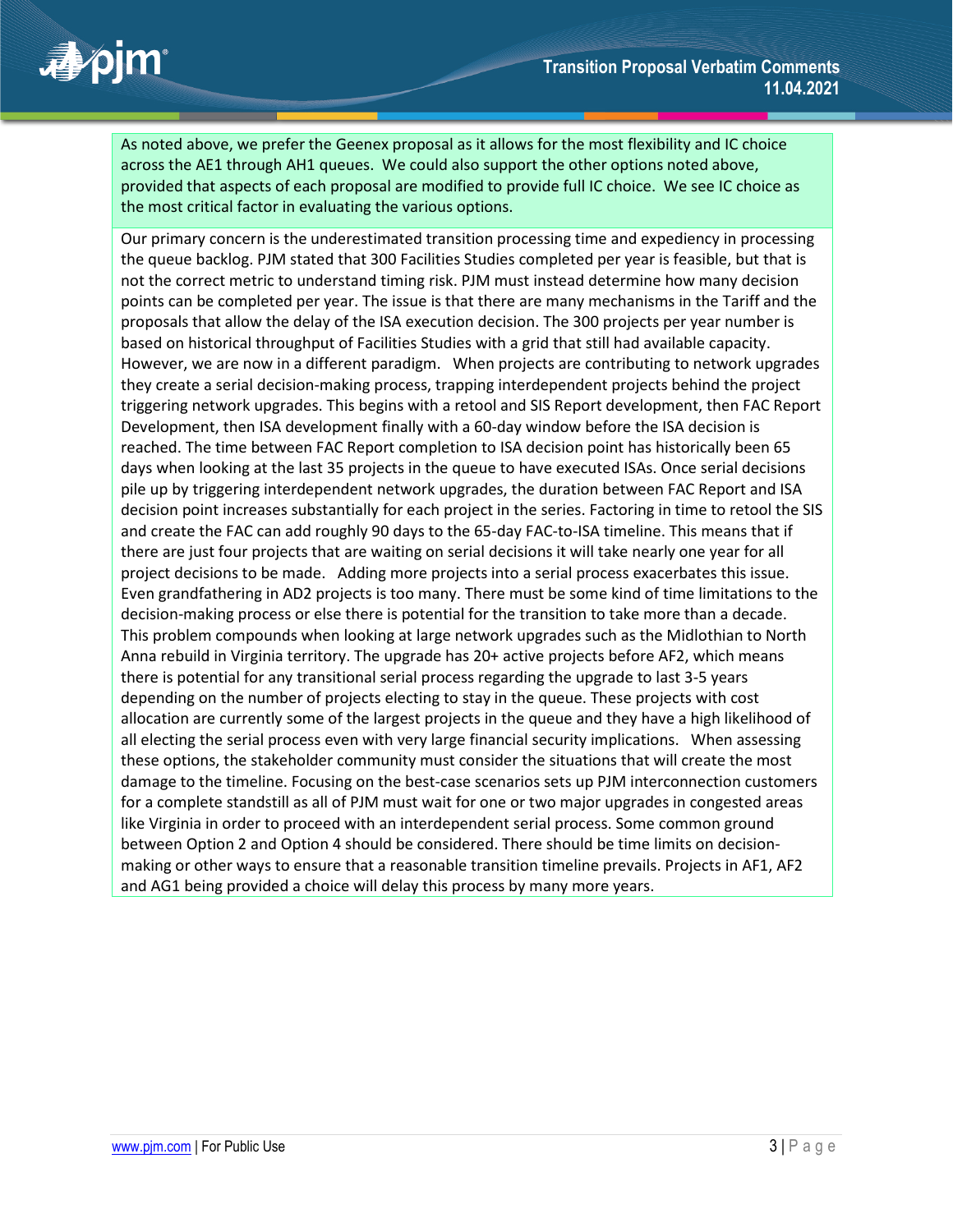As noted above, we prefer the Geenex proposal as it allows for the most flexibility and IC choice across the AE1 through AH1 queues. We could also support the other options noted above, provided that aspects of each proposal are modified to provide full IC choice. We see IC choice as the most critical factor in evaluating the various options.

Our primary concern is the underestimated transition processing time and expediency in processing the queue backlog. PJM stated that 300 Facilities Studies completed per year is feasible, but that is not the correct metric to understand timing risk. PJM must instead determine how many decision points can be completed per year. The issue is that there are many mechanisms in the Tariff and the proposals that allow the delay of the ISA execution decision. The 300 projects per year number is based on historical throughput of Facilities Studies with a grid that still had available capacity. However, we are now in a different paradigm. When projects are contributing to network upgrades they create a serial decision-making process, trapping interdependent projects behind the project triggering network upgrades. This begins with a retool and SIS Report development, then FAC Report Development, then ISA development finally with a 60-day window before the ISA decision is reached. The time between FAC Report completion to ISA decision point has historically been 65 days when looking at the last 35 projects in the queue to have executed ISAs. Once serial decisions pile up by triggering interdependent network upgrades, the duration between FAC Report and ISA decision point increases substantially for each project in the series. Factoring in time to retool the SIS and create the FAC can add roughly 90 days to the 65-day FAC-to-ISA timeline. This means that if there are just four projects that are waiting on serial decisions it will take nearly one year for all project decisions to be made. Adding more projects into a serial process exacerbates this issue. Even grandfathering in AD2 projects is too many. There must be some kind of time limitations to the decision-making process or else there is potential for the transition to take more than a decade. This problem compounds when looking at large network upgrades such as the Midlothian to North Anna rebuild in Virginia territory. The upgrade has 20+ active projects before AF2, which means there is potential for any transitional serial process regarding the upgrade to last 3-5 years depending on the number of projects electing to stay in the queue. These projects with cost allocation are currently some of the largest projects in the queue and they have a high likelihood of all electing the serial process even with very large financial security implications. When assessing these options, the stakeholder community must consider the situations that will create the most damage to the timeline. Focusing on the best-case scenarios sets up PJM interconnection customers for a complete standstill as all of PJM must wait for one or two major upgrades in congested areas like Virginia in order to proceed with an interdependent serial process. Some common ground between Option 2 and Option 4 should be considered. There should be time limits on decision-making or other ways to ensure that a reasonable transition timeline prevails. Projects in AF1, AF2 and AG1 being provided a choice will delay this process by many more years.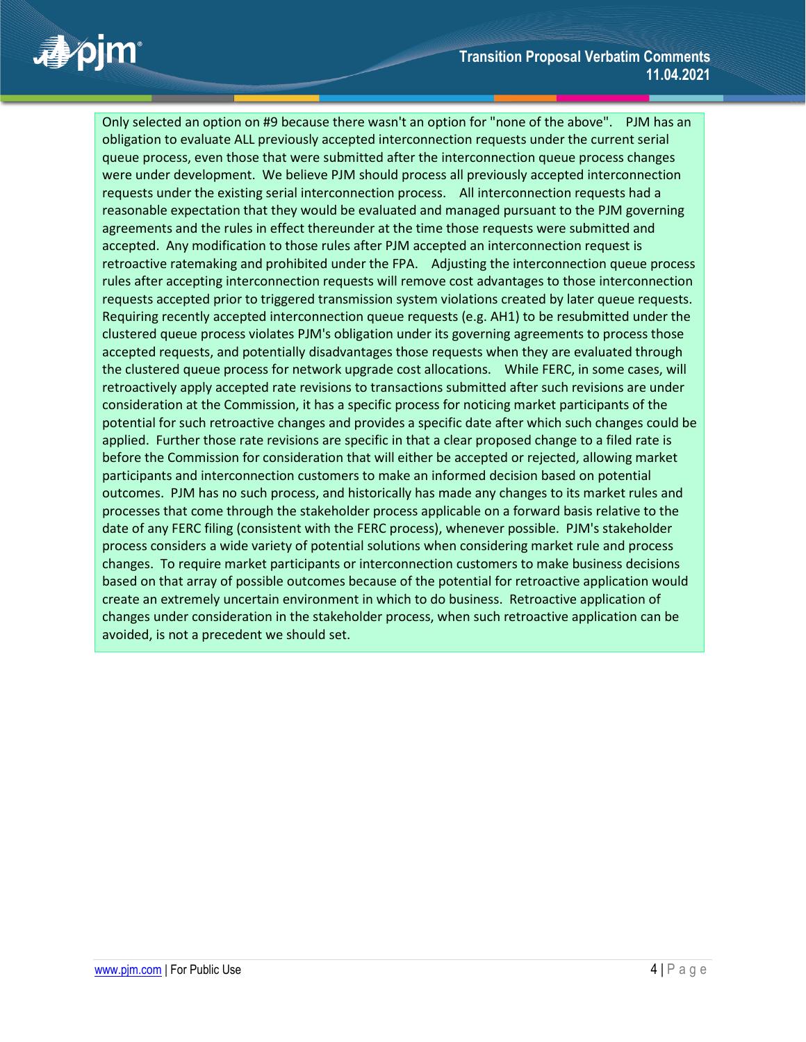Only selected an option on #9 because there wasn't an option for "none of the above". PJM has an obligation to evaluate ALL previously accepted interconnection requests under the current serial queue process, even those that were submitted after the interconnection queue process changes were under development. We believe PJM should process all previously accepted interconnection requests under the existing serial interconnection process. All interconnection requests had a reasonable expectation that they would be evaluated and managed pursuant to the PJM governing agreements and the rules in effect thereunder at the time those requests were submitted and accepted. Any modification to those rules after PJM accepted an interconnection request is retroactive ratemaking and prohibited under the FPA. Adjusting the interconnection queue process rules after accepting interconnection requests will remove cost advantages to those interconnection requests accepted prior to triggered transmission system violations created by later queue requests. Requiring recently accepted interconnection queue requests (e.g. AH1) to be resubmitted under the clustered queue process violates PJM's obligation under its governing agreements to process those accepted requests, and potentially disadvantages those requests when they are evaluated through the clustered queue process for network upgrade cost allocations. While FERC, in some cases, will retroactively apply accepted rate revisions to transactions submitted after such revisions are under consideration at the Commission, it has a specific process for noticing market participants of the potential for such retroactive changes and provides a specific date after which such changes could be applied. Further those rate revisions are specific in that a clear proposed change to a filed rate is before the Commission for consideration that will either be accepted or rejected, allowing market participants and interconnection customers to make an informed decision based on potential outcomes. PJM has no such process, and historically has made any changes to its market rules and processes that come through the stakeholder process applicable on a forward basis relative to the date of any FERC filing (consistent with the FERC process), whenever possible. PJM's stakeholder process considers a wide variety of potential solutions when considering market rule and process changes. To require market participants or interconnection customers to make business decisions based on that array of possible outcomes because of the potential for retroactive application would create an extremely uncertain environment in which to do business. Retroactive application of changes under consideration in the stakeholder process, when such retroactive application can be avoided, is not a precedent we should set.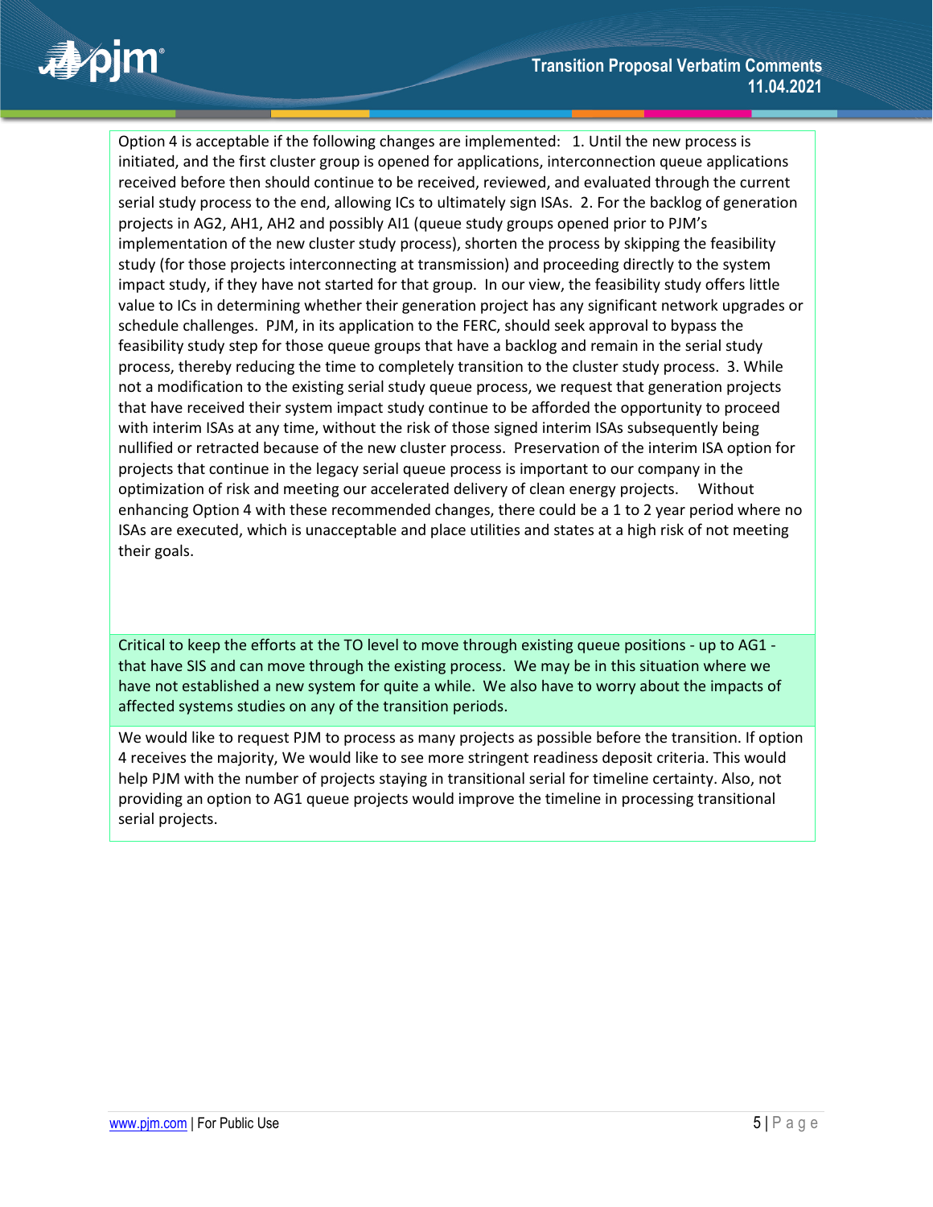| |
|---|
| Option 4 is acceptable if the following changes are implemented: 1. Until the new process is initiated, and the first cluster group is opened for applications, interconnection queue applications received before then should continue to be received, reviewed, and evaluated through the current serial study process to the end, allowing ICs to ultimately sign ISAs. 2. For the backlog of generation projects in AG2, AH1, AH2 and possibly AI1 (queue study groups opened prior to PJM's implementation of the new cluster study process), shorten the process by skipping the feasibility study (for those projects interconnecting at transmission) and proceeding directly to the system impact study, if they have not started for that group. In our view, the feasibility study offers little value to ICs in determining whether their generation project has any significant network upgrades or schedule challenges. PJM, in its application to the FERC, should seek approval to bypass the feasibility study step for those queue groups that have a backlog and remain in the serial study process, thereby reducing the time to completely transition to the cluster study process. 3. While not a modification to the existing serial study queue process, we request that generation projects that have received their system impact study continue to be afforded the opportunity to proceed with interim ISAs at any time, without the risk of those signed interim ISAs subsequently being nullified or retracted because of the new cluster process. Preservation of the interim ISA option for projects that continue in the legacy serial queue process is important to our company in the optimization of risk and meeting our accelerated delivery of clean energy projects. Without enhancing Option 4 with these recommended changes, there could be a 1 to 2 year period where no ISAs are executed, which is unacceptable and place utilities and states at a high risk of not meeting their goals. |
| Critical to keep the efforts at the TO level to move through existing queue positions - up to AG1 - that have SIS and can move through the existing process. We may be in this situation where we have not established a new system for quite a while. We also have to worry about the impacts of affected systems studies on any of the transition periods. |
| We would like to request PJM to process as many projects as possible before the transition. If option 4 receives the majority, We would like to see more stringent readiness deposit criteria. This would help PJM with the number of projects staying in transitional serial for timeline certainty. Also, not providing an option to AG1 queue projects would improve the timeline in processing transitional serial projects. |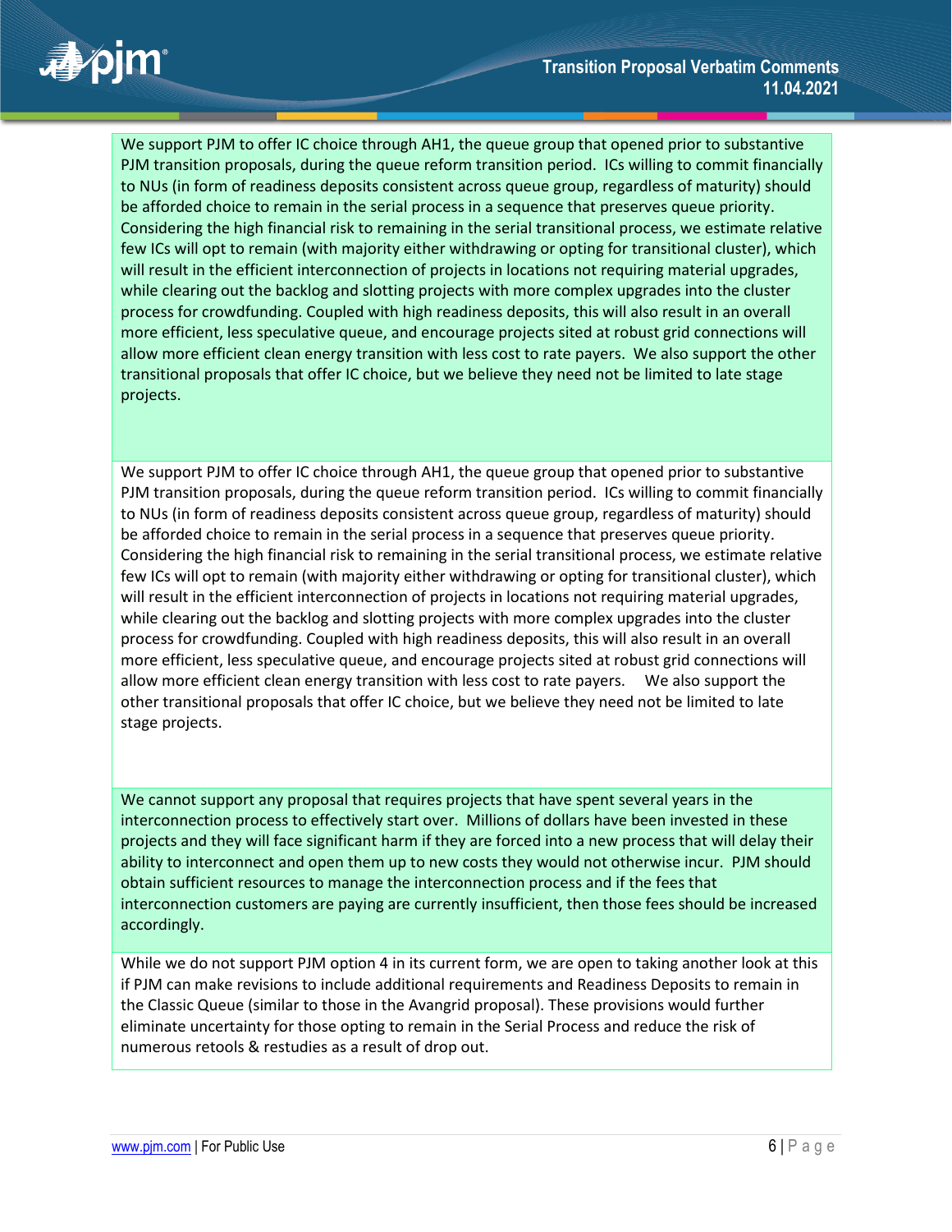| |
|---|
| We support PJM to offer IC choice through AH1, the queue group that opened prior to substantive PJM transition proposals, during the queue reform transition period. ICs willing to commit financially to NUs (in form of readiness deposits consistent across queue group, regardless of maturity) should be afforded choice to remain in the serial process in a sequence that preserves queue priority. Considering the high financial risk to remaining in the serial transitional process, we estimate relative few ICs will opt to remain (with majority either withdrawing or opting for transitional cluster), which will result in the efficient interconnection of projects in locations not requiring material upgrades, while clearing out the backlog and slotting projects with more complex upgrades into the cluster process for crowdfunding. Coupled with high readiness deposits, this will also result in an overall more efficient, less speculative queue, and encourage projects sited at robust grid connections will allow more efficient clean energy transition with less cost to rate payers. We also support the other transitional proposals that offer IC choice, but we believe they need not be limited to late stage projects. |
| We support PJM to offer IC choice through AH1, the queue group that opened prior to substantive PJM transition proposals, during the queue reform transition period. ICs willing to commit financially to NUs (in form of readiness deposits consistent across queue group, regardless of maturity) should be afforded choice to remain in the serial process in a sequence that preserves queue priority. Considering the high financial risk to remaining in the serial transitional process, we estimate relative few ICs will opt to remain (with majority either withdrawing or opting for transitional cluster), which will result in the efficient interconnection of projects in locations not requiring material upgrades, while clearing out the backlog and slotting projects with more complex upgrades into the cluster process for crowdfunding. Coupled with high readiness deposits, this will also result in an overall more efficient, less speculative queue, and encourage projects sited at robust grid connections will allow more efficient clean energy transition with less cost to rate payers. We also support the other transitional proposals that offer IC choice, but we believe they need not be limited to late stage projects. |
| We cannot support any proposal that requires projects that have spent several years in the interconnection process to effectively start over. Millions of dollars have been invested in these projects and they will face significant harm if they are forced into a new process that will delay their ability to interconnect and open them up to new costs they would not otherwise incur. PJM should obtain sufficient resources to manage the interconnection process and if the fees that interconnection customers are paying are currently insufficient, then those fees should be increased accordingly. |
| While we do not support PJM option 4 in its current form, we are open to taking another look at this if PJM can make revisions to include additional requirements and Readiness Deposits to remain in the Classic Queue (similar to those in the Avangrid proposal). These provisions would further eliminate uncertainty for those opting to remain in the Serial Process and reduce the risk of numerous retools & restudies as a result of drop out. |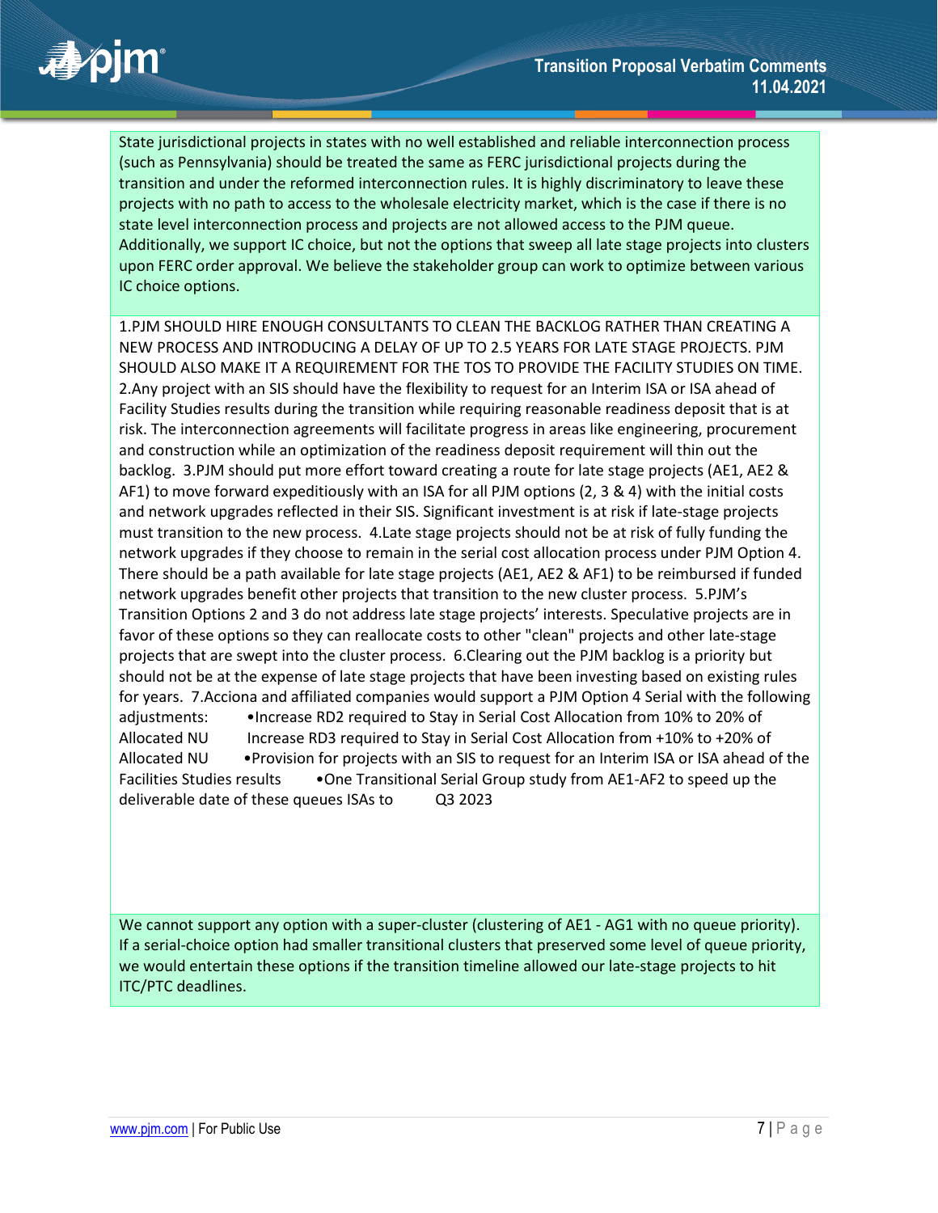State jurisdictional projects in states with no well established and reliable interconnection process (such as Pennsylvania) should be treated the same as FERC jurisdictional projects during the transition and under the reformed interconnection rules. It is highly discriminatory to leave these projects with no path to access to the wholesale electricity market, which is the case if there is no state level interconnection process and projects are not allowed access to the PJM queue. Additionally, we support IC choice, but not the options that sweep all late stage projects into clusters upon FERC order approval. We believe the stakeholder group can work to optimize between various IC choice options.

1.PJM SHOULD HIRE ENOUGH CONSULTANTS TO CLEAN THE BACKLOG RATHER THAN CREATING A NEW PROCESS AND INTRODUCING A DELAY OF UP TO 2.5 YEARS FOR LATE STAGE PROJECTS. PJM SHOULD ALSO MAKE IT A REQUIREMENT FOR THE TOS TO PROVIDE THE FACILITY STUDIES ON TIME. 2.Any project with an SIS should have the flexibility to request for an Interim ISA or ISA ahead of Facility Studies results during the transition while requiring reasonable readiness deposit that is at risk. The interconnection agreements will facilitate progress in areas like engineering, procurement and construction while an optimization of the readiness deposit requirement will thin out the backlog. 3.PJM should put more effort toward creating a route for late stage projects (AE1, AE2 & AF1) to move forward expeditiously with an ISA for all PJM options (2, 3 & 4) with the initial costs and network upgrades reflected in their SIS. Significant investment is at risk if late-stage projects must transition to the new process. 4.Late stage projects should not be at risk of fully funding the network upgrades if they choose to remain in the serial cost allocation process under PJM Option 4. There should be a path available for late stage projects (AE1, AE2 & AF1) to be reimbursed if funded network upgrades benefit other projects that transition to the new cluster process. 5.PJM's Transition Options 2 and 3 do not address late stage projects' interests. Speculative projects are in favor of these options so they can reallocate costs to other "clean" projects and other late-stage projects that are swept into the cluster process. 6.Clearing out the PJM backlog is a priority but should not be at the expense of late stage projects that have been investing based on existing rules for years. 7.Acciona and affiliated companies would support a PJM Option 4 Serial with the following adjustments: •Increase RD2 required to Stay in Serial Cost Allocation from 10% to 20% of Allocated NU Increase RD3 required to Stay in Serial Cost Allocation from +10% to +20% of Allocated NU •Provision for projects with an SIS to request for an Interim ISA or ISA ahead of the Facilities Studies results •One Transitional Serial Group study from AE1-AF2 to speed up the deliverable date of these queues ISAs to Q3 2023

We cannot support any option with a super-cluster (clustering of AE1 - AG1 with no queue priority). If a serial-choice option had smaller transitional clusters that preserved some level of queue priority, we would entertain these options if the transition timeline allowed our late-stage projects to hit ITC/PTC deadlines.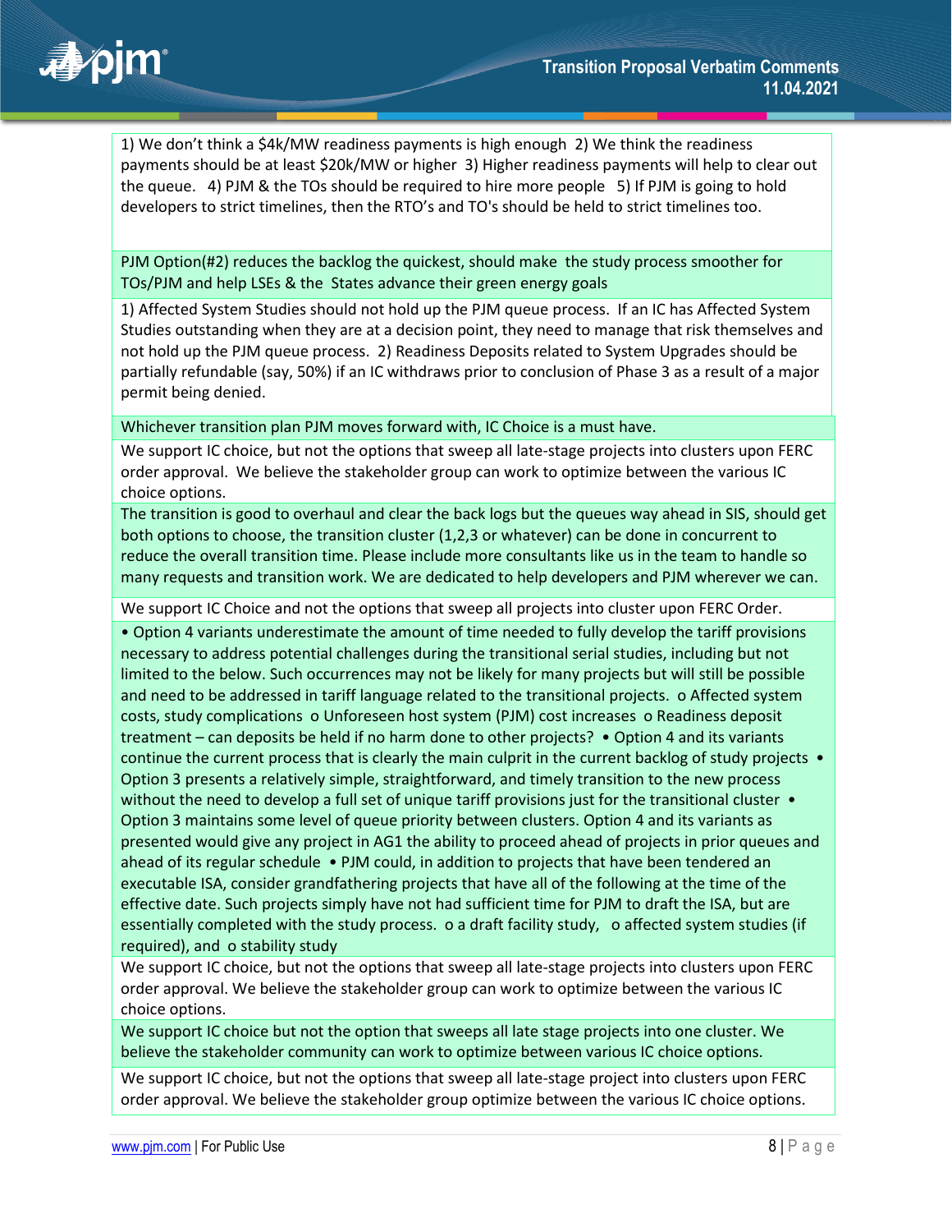| |
|---|
| 1) We don't think a $4k/MW readiness payments is high enough 2) We think the readiness payments should be at least $20k/MW or higher 3) Higher readiness payments will help to clear out the queue. 4) PJM & the TOs should be required to hire more people 5) If PJM is going to hold developers to strict timelines, then the RTO's and TO's should be held to strict timelines too. |
| PJM Option(#2) reduces the backlog the quickest, should make the study process smoother for TOs/PJM and help LSEs & the States advance their green energy goals |
| 1) Affected System Studies should not hold up the PJM queue process. If an IC has Affected System Studies outstanding when they are at a decision point, they need to manage that risk themselves and not hold up the PJM queue process. 2) Readiness Deposits related to System Upgrades should be partially refundable (say, 50%) if an IC withdraws prior to conclusion of Phase 3 as a result of a major permit being denied. |
| Whichever transition plan PJM moves forward with, IC Choice is a must have. |
| We support IC choice, but not the options that sweep all late-stage projects into clusters upon FERC order approval. We believe the stakeholder group can work to optimize between the various IC choice options. |
| The transition is good to overhaul and clear the back logs but the queues way ahead in SIS, should get both options to choose, the transition cluster (1,2,3 or whatever) can be done in concurrent to reduce the overall transition time. Please include more consultants like us in the team to handle so many requests and transition work. We are dedicated to help developers and PJM wherever we can. |
| We support IC Choice and not the options that sweep all projects into cluster upon FERC Order. |
| • Option 4 variants underestimate the amount of time needed to fully develop the tariff provisions necessary to address potential challenges during the transitional serial studies, including but not limited to the below. Such occurrences may not be likely for many projects but will still be possible and need to be addressed in tariff language related to the transitional projects. o Affected system costs, study complications o Unforeseen host system (PJM) cost increases o Readiness deposit treatment – can deposits be held if no harm done to other projects? • Option 4 and its variants continue the current process that is clearly the main culprit in the current backlog of study projects • Option 3 presents a relatively simple, straightforward, and timely transition to the new process without the need to develop a full set of unique tariff provisions just for the transitional cluster • Option 3 maintains some level of queue priority between clusters. Option 4 and its variants as presented would give any project in AG1 the ability to proceed ahead of projects in prior queues and ahead of its regular schedule • PJM could, in addition to projects that have been tendered an executable ISA, consider grandfathering projects that have all of the following at the time of the effective date. Such projects simply have not had sufficient time for PJM to draft the ISA, but are essentially completed with the study process. o a draft facility study, o affected system studies (if required), and o stability study |
| We support IC choice, but not the options that sweep all late-stage projects into clusters upon FERC order approval. We believe the stakeholder group can work to optimize between the various IC choice options. |
| We support IC choice but not the option that sweeps all late stage projects into one cluster. We believe the stakeholder community can work to optimize between various IC choice options. |
| We support IC choice, but not the options that sweep all late-stage project into clusters upon FERC order approval. We believe the stakeholder group optimize between the various IC choice options. |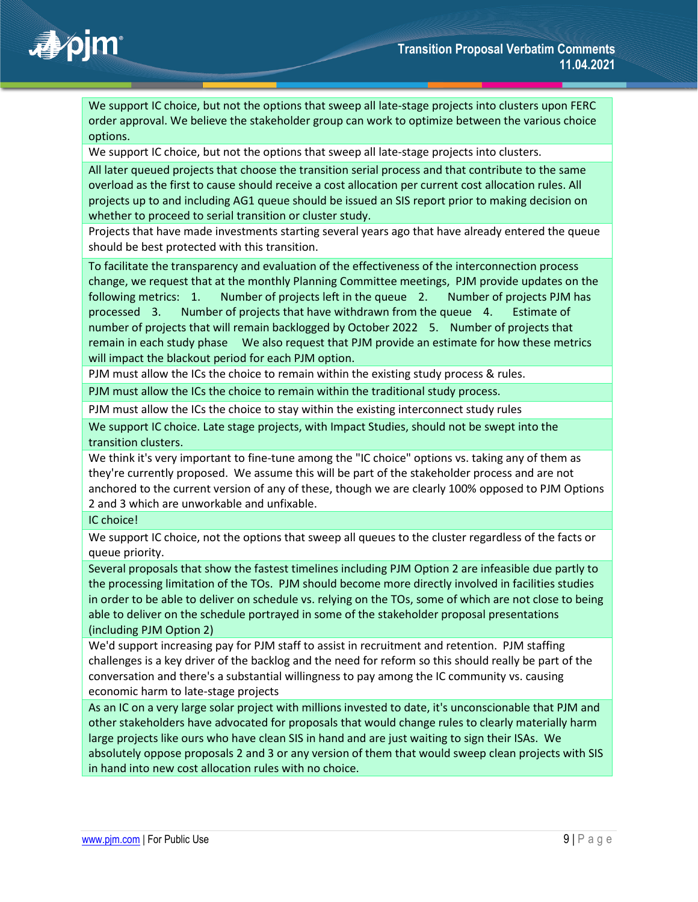| |
|---|
| We support IC choice, but not the options that sweep all late-stage projects into clusters upon FERC order approval. We believe the stakeholder group can work to optimize between the various choice options. |
| We support IC choice, but not the options that sweep all late-stage projects into clusters. |
| All later queued projects that choose the transition serial process and that contribute to the same overload as the first to cause should receive a cost allocation per current cost allocation rules. All projects up to and including AG1 queue should be issued an SIS report prior to making decision on whether to proceed to serial transition or cluster study. |
| Projects that have made investments starting several years ago that have already entered the queue should be best protected with this transition. |
| To facilitate the transparency and evaluation of the effectiveness of the interconnection process change, we request that at the monthly Planning Committee meetings, PJM provide updates on the following metrics: 1. Number of projects left in the queue 2. Number of projects PJM has processed 3. Number of projects that have withdrawn from the queue 4. Estimate of number of projects that will remain backlogged by October 2022 5. Number of projects that remain in each study phase We also request that PJM provide an estimate for how these metrics will impact the blackout period for each PJM option. |
| PJM must allow the ICs the choice to remain within the existing study process & rules. |
| PJM must allow the ICs the choice to remain within the traditional study process. |
| PJM must allow the ICs the choice to stay within the existing interconnect study rules |
| We support IC choice. Late stage projects, with Impact Studies, should not be swept into the transition clusters. |
| We think it's very important to fine-tune among the "IC choice" options vs. taking any of them as they're currently proposed. We assume this will be part of the stakeholder process and are not anchored to the current version of any of these, though we are clearly 100% opposed to PJM Options 2 and 3 which are unworkable and unfixable. |
| IC choice! |
| We support IC choice, not the options that sweep all queues to the cluster regardless of the facts or queue priority. |
| Several proposals that show the fastest timelines including PJM Option 2 are infeasible due partly to the processing limitation of the TOs. PJM should become more directly involved in facilities studies in order to be able to deliver on schedule vs. relying on the TOs, some of which are not close to being able to deliver on the schedule portrayed in some of the stakeholder proposal presentations (including PJM Option 2) |
| We'd support increasing pay for PJM staff to assist in recruitment and retention. PJM staffing challenges is a key driver of the backlog and the need for reform so this should really be part of the conversation and there's a substantial willingness to pay among the IC community vs. causing economic harm to late-stage projects |
| As an IC on a very large solar project with millions invested to date, it's unconscionable that PJM and other stakeholders have advocated for proposals that would change rules to clearly materially harm large projects like ours who have clean SIS in hand and are just waiting to sign their ISAs. We absolutely oppose proposals 2 and 3 or any version of them that would sweep clean projects with SIS in hand into new cost allocation rules with no choice. |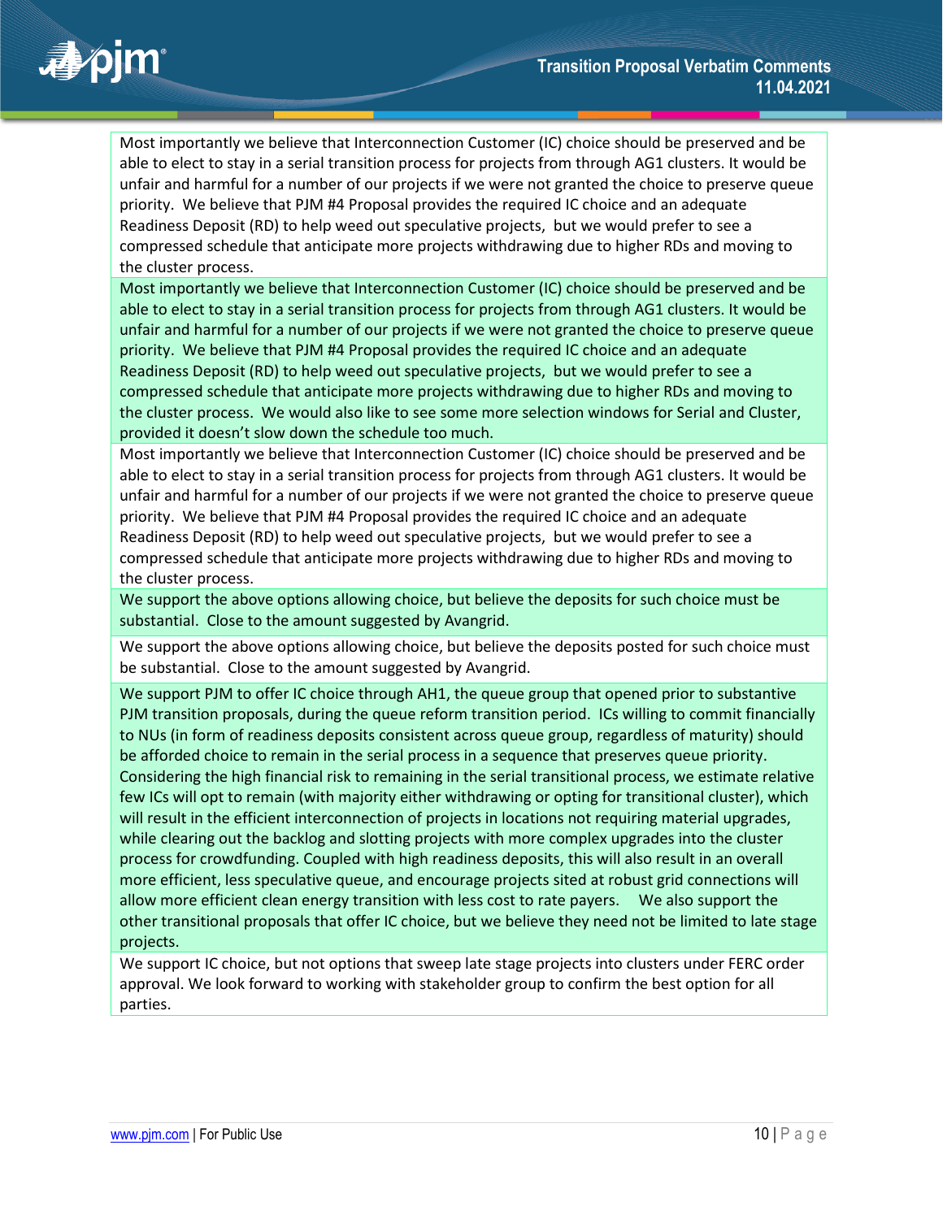| |
|---|
| Most importantly we believe that Interconnection Customer (IC) choice should be preserved and be able to elect to stay in a serial transition process for projects from through AG1 clusters. It would be unfair and harmful for a number of our projects if we were not granted the choice to preserve queue priority. We believe that PJM #4 Proposal provides the required IC choice and an adequate Readiness Deposit (RD) to help weed out speculative projects, but we would prefer to see a compressed schedule that anticipate more projects withdrawing due to higher RDs and moving to the cluster process. |
| Most importantly we believe that Interconnection Customer (IC) choice should be preserved and be able to elect to stay in a serial transition process for projects from through AG1 clusters. It would be unfair and harmful for a number of our projects if we were not granted the choice to preserve queue priority. We believe that PJM #4 Proposal provides the required IC choice and an adequate Readiness Deposit (RD) to help weed out speculative projects, but we would prefer to see a compressed schedule that anticipate more projects withdrawing due to higher RDs and moving to the cluster process. We would also like to see some more selection windows for Serial and Cluster, provided it doesn't slow down the schedule too much. |
| Most importantly we believe that Interconnection Customer (IC) choice should be preserved and be able to elect to stay in a serial transition process for projects from through AG1 clusters. It would be unfair and harmful for a number of our projects if we were not granted the choice to preserve queue priority. We believe that PJM #4 Proposal provides the required IC choice and an adequate Readiness Deposit (RD) to help weed out speculative projects, but we would prefer to see a compressed schedule that anticipate more projects withdrawing due to higher RDs and moving to the cluster process. |
| We support the above options allowing choice, but believe the deposits for such choice must be substantial. Close to the amount suggested by Avangrid. |
| We support the above options allowing choice, but believe the deposits posted for such choice must be substantial. Close to the amount suggested by Avangrid. |
| We support PJM to offer IC choice through AH1, the queue group that opened prior to substantive PJM transition proposals, during the queue reform transition period. ICs willing to commit financially to NUs (in form of readiness deposits consistent across queue group, regardless of maturity) should be afforded choice to remain in the serial process in a sequence that preserves queue priority. Considering the high financial risk to remaining in the serial transitional process, we estimate relative few ICs will opt to remain (with majority either withdrawing or opting for transitional cluster), which will result in the efficient interconnection of projects in locations not requiring material upgrades, while clearing out the backlog and slotting projects with more complex upgrades into the cluster process for crowdfunding. Coupled with high readiness deposits, this will also result in an overall more efficient, less speculative queue, and encourage projects sited at robust grid connections will allow more efficient clean energy transition with less cost to rate payers. We also support the other transitional proposals that offer IC choice, but we believe they need not be limited to late stage projects. |
| We support IC choice, but not options that sweep late stage projects into clusters under FERC order approval. We look forward to working with stakeholder group to confirm the best option for all parties. |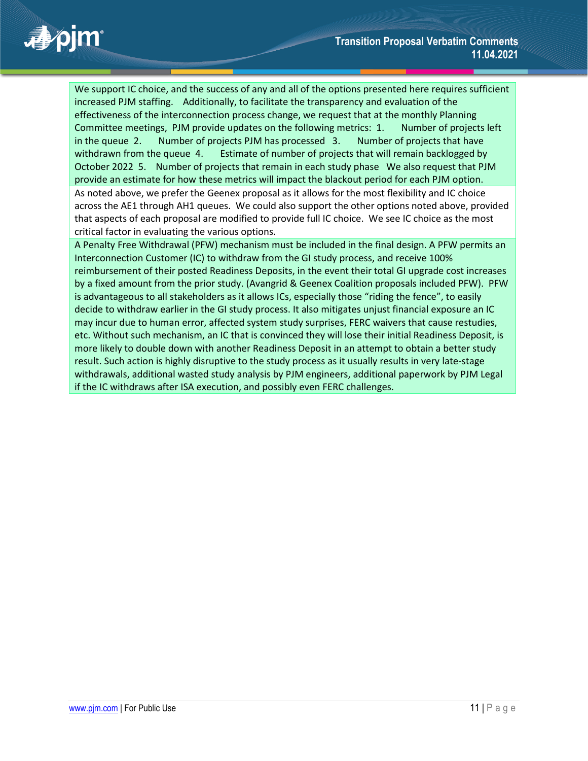We support IC choice, and the success of any and all of the options presented here requires sufficient increased PJM staffing. Additionally, to facilitate the transparency and evaluation of the effectiveness of the interconnection process change, we request that at the monthly Planning Committee meetings, PJM provide updates on the following metrics: 1. Number of projects left in the queue 2. Number of projects PJM has processed 3. Number of projects that have withdrawn from the queue 4. Estimate of number of projects that will remain backlogged by October 2022 5. Number of projects that remain in each study phase We also request that PJM provide an estimate for how these metrics will impact the blackout period for each PJM option.

As noted above, we prefer the Geenex proposal as it allows for the most flexibility and IC choice across the AE1 through AH1 queues. We could also support the other options noted above, provided that aspects of each proposal are modified to provide full IC choice. We see IC choice as the most critical factor in evaluating the various options.

A Penalty Free Withdrawal (PFW) mechanism must be included in the final design. A PFW permits an Interconnection Customer (IC) to withdraw from the GI study process, and receive 100% reimbursement of their posted Readiness Deposits, in the event their total GI upgrade cost increases by a fixed amount from the prior study. (Avangrid & Geenex Coalition proposals included PFW). PFW is advantageous to all stakeholders as it allows ICs, especially those "riding the fence", to easily decide to withdraw earlier in the GI study process. It also mitigates unjust financial exposure an IC may incur due to human error, affected system study surprises, FERC waivers that cause restudies, etc. Without such mechanism, an IC that is convinced they will lose their initial Readiness Deposit, is more likely to double down with another Readiness Deposit in an attempt to obtain a better study result. Such action is highly disruptive to the study process as it usually results in very late-stage withdrawals, additional wasted study analysis by PJM engineers, additional paperwork by PJM Legal if the IC withdraws after ISA execution, and possibly even FERC challenges.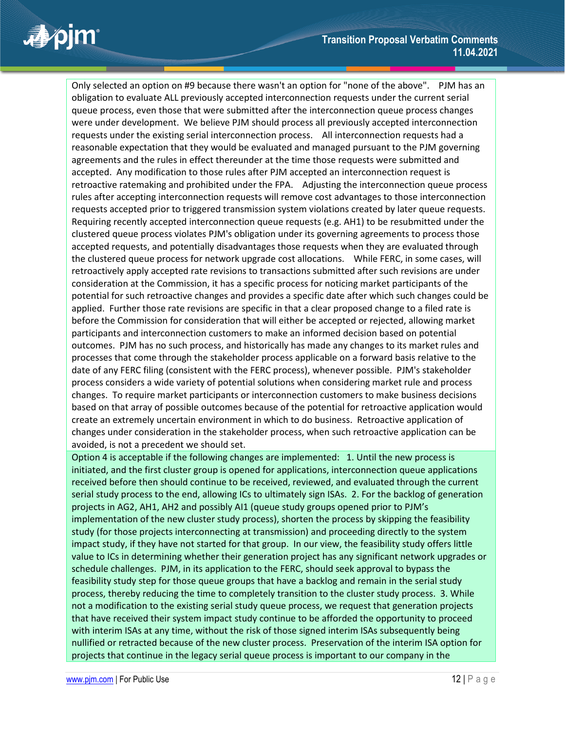Only selected an option on #9 because there wasn't an option for "none of the above". PJM has an obligation to evaluate ALL previously accepted interconnection requests under the current serial queue process, even those that were submitted after the interconnection queue process changes were under development. We believe PJM should process all previously accepted interconnection requests under the existing serial interconnection process. All interconnection requests had a reasonable expectation that they would be evaluated and managed pursuant to the PJM governing agreements and the rules in effect thereunder at the time those requests were submitted and accepted. Any modification to those rules after PJM accepted an interconnection request is retroactive ratemaking and prohibited under the FPA. Adjusting the interconnection queue process rules after accepting interconnection requests will remove cost advantages to those interconnection requests accepted prior to triggered transmission system violations created by later queue requests. Requiring recently accepted interconnection queue requests (e.g. AH1) to be resubmitted under the clustered queue process violates PJM's obligation under its governing agreements to process those accepted requests, and potentially disadvantages those requests when they are evaluated through the clustered queue process for network upgrade cost allocations. While FERC, in some cases, will retroactively apply accepted rate revisions to transactions submitted after such revisions are under consideration at the Commission, it has a specific process for noticing market participants of the potential for such retroactive changes and provides a specific date after which such changes could be applied. Further those rate revisions are specific in that a clear proposed change to a filed rate is before the Commission for consideration that will either be accepted or rejected, allowing market participants and interconnection customers to make an informed decision based on potential outcomes. PJM has no such process, and historically has made any changes to its market rules and processes that come through the stakeholder process applicable on a forward basis relative to the date of any FERC filing (consistent with the FERC process), whenever possible. PJM's stakeholder process considers a wide variety of potential solutions when considering market rule and process changes. To require market participants or interconnection customers to make business decisions based on that array of possible outcomes because of the potential for retroactive application would create an extremely uncertain environment in which to do business. Retroactive application of changes under consideration in the stakeholder process, when such retroactive application can be avoided, is not a precedent we should set.

Option 4 is acceptable if the following changes are implemented: 1. Until the new process is initiated, and the first cluster group is opened for applications, interconnection queue applications received before then should continue to be received, reviewed, and evaluated through the current serial study process to the end, allowing ICs to ultimately sign ISAs. 2. For the backlog of generation projects in AG2, AH1, AH2 and possibly AI1 (queue study groups opened prior to PJM's implementation of the new cluster study process), shorten the process by skipping the feasibility study (for those projects interconnecting at transmission) and proceeding directly to the system impact study, if they have not started for that group. In our view, the feasibility study offers little value to ICs in determining whether their generation project has any significant network upgrades or schedule challenges. PJM, in its application to the FERC, should seek approval to bypass the feasibility study step for those queue groups that have a backlog and remain in the serial study process, thereby reducing the time to completely transition to the cluster study process. 3. While not a modification to the existing serial study queue process, we request that generation projects that have received their system impact study continue to be afforded the opportunity to proceed with interim ISAs at any time, without the risk of those signed interim ISAs subsequently being nullified or retracted because of the new cluster process. Preservation of the interim ISA option for projects that continue in the legacy serial queue process is important to our company in the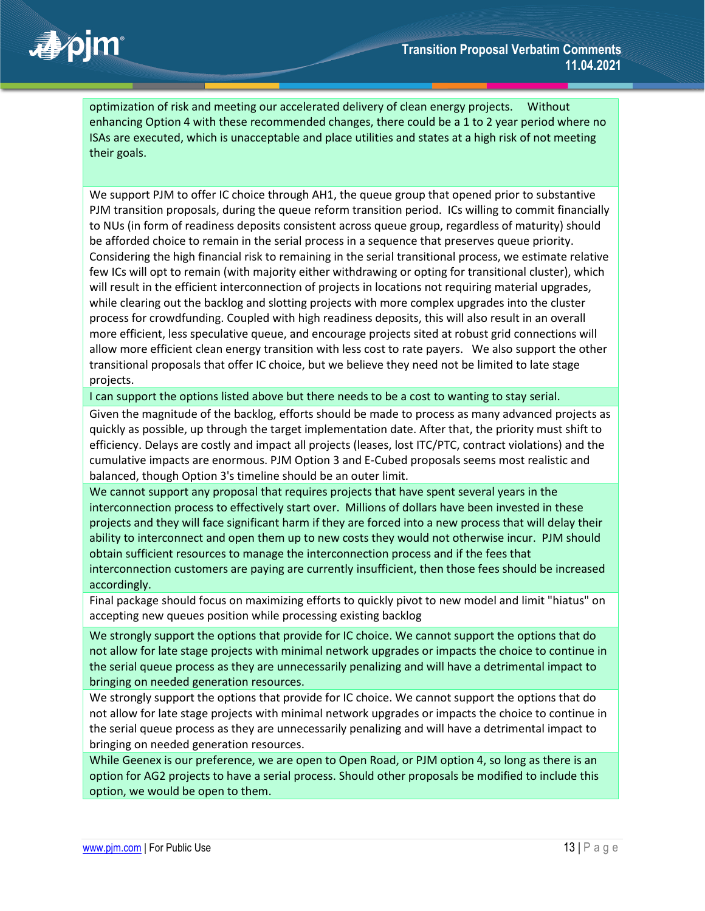optimization of risk and meeting our accelerated delivery of clean energy projects. Without enhancing Option 4 with these recommended changes, there could be a 1 to 2 year period where no ISAs are executed, which is unacceptable and place utilities and states at a high risk of not meeting their goals.

We support PJM to offer IC choice through AH1, the queue group that opened prior to substantive PJM transition proposals, during the queue reform transition period. ICs willing to commit financially to NUs (in form of readiness deposits consistent across queue group, regardless of maturity) should be afforded choice to remain in the serial process in a sequence that preserves queue priority. Considering the high financial risk to remaining in the serial transitional process, we estimate relative few ICs will opt to remain (with majority either withdrawing or opting for transitional cluster), which will result in the efficient interconnection of projects in locations not requiring material upgrades, while clearing out the backlog and slotting projects with more complex upgrades into the cluster process for crowdfunding. Coupled with high readiness deposits, this will also result in an overall more efficient, less speculative queue, and encourage projects sited at robust grid connections will allow more efficient clean energy transition with less cost to rate payers. We also support the other transitional proposals that offer IC choice, but we believe they need not be limited to late stage projects.

I can support the options listed above but there needs to be a cost to wanting to stay serial.

Given the magnitude of the backlog, efforts should be made to process as many advanced projects as quickly as possible, up through the target implementation date. After that, the priority must shift to efficiency. Delays are costly and impact all projects (leases, lost ITC/PTC, contract violations) and the cumulative impacts are enormous. PJM Option 3 and E-Cubed proposals seems most realistic and balanced, though Option 3's timeline should be an outer limit.

We cannot support any proposal that requires projects that have spent several years in the interconnection process to effectively start over. Millions of dollars have been invested in these projects and they will face significant harm if they are forced into a new process that will delay their ability to interconnect and open them up to new costs they would not otherwise incur. PJM should obtain sufficient resources to manage the interconnection process and if the fees that interconnection customers are paying are currently insufficient, then those fees should be increased accordingly.

Final package should focus on maximizing efforts to quickly pivot to new model and limit "hiatus" on accepting new queues position while processing existing backlog

We strongly support the options that provide for IC choice. We cannot support the options that do not allow for late stage projects with minimal network upgrades or impacts the choice to continue in the serial queue process as they are unnecessarily penalizing and will have a detrimental impact to bringing on needed generation resources.

We strongly support the options that provide for IC choice. We cannot support the options that do not allow for late stage projects with minimal network upgrades or impacts the choice to continue in the serial queue process as they are unnecessarily penalizing and will have a detrimental impact to bringing on needed generation resources.

While Geenex is our preference, we are open to Open Road, or PJM option 4, so long as there is an option for AG2 projects to have a serial process. Should other proposals be modified to include this option, we would be open to them.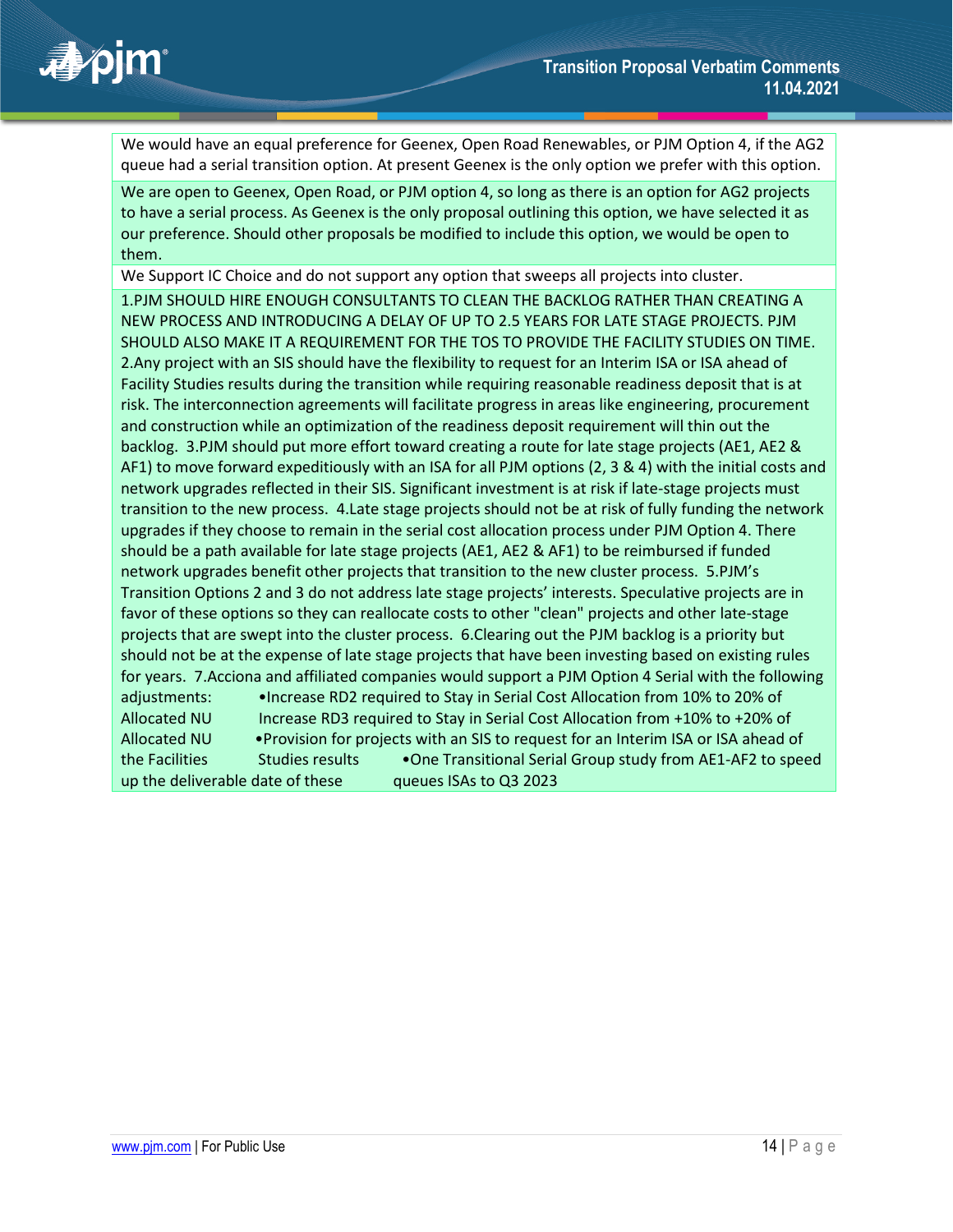| |
|---|
| We would have an equal preference for Geenex, Open Road Renewables, or PJM Option 4, if the AG2 queue had a serial transition option. At present Geenex is the only option we prefer with this option. |
| We are open to Geenex, Open Road, or PJM option 4, so long as there is an option for AG2 projects to have a serial process. As Geenex is the only proposal outlining this option, we have selected it as our preference. Should other proposals be modified to include this option, we would be open to them. |
| We Support IC Choice and do not support any option that sweeps all projects into cluster. |
| 1.PJM SHOULD HIRE ENOUGH CONSULTANTS TO CLEAN THE BACKLOG RATHER THAN CREATING A NEW PROCESS AND INTRODUCING A DELAY OF UP TO 2.5 YEARS FOR LATE STAGE PROJECTS. PJM SHOULD ALSO MAKE IT A REQUIREMENT FOR THE TOS TO PROVIDE THE FACILITY STUDIES ON TIME. 2.Any project with an SIS should have the flexibility to request for an Interim ISA or ISA ahead of Facility Studies results during the transition while requiring reasonable readiness deposit that is at risk. The interconnection agreements will facilitate progress in areas like engineering, procurement and construction while an optimization of the readiness deposit requirement will thin out the backlog. 3.PJM should put more effort toward creating a route for late stage projects (AE1, AE2 & AF1) to move forward expeditiously with an ISA for all PJM options (2, 3 & 4) with the initial costs and network upgrades reflected in their SIS. Significant investment is at risk if late-stage projects must transition to the new process. 4.Late stage projects should not be at risk of fully funding the network upgrades if they choose to remain in the serial cost allocation process under PJM Option 4. There should be a path available for late stage projects (AE1, AE2 & AF1) to be reimbursed if funded network upgrades benefit other projects that transition to the new cluster process. 5.PJM's Transition Options 2 and 3 do not address late stage projects' interests. Speculative projects are in favor of these options so they can reallocate costs to other "clean" projects and other late-stage projects that are swept into the cluster process. 6.Clearing out the PJM backlog is a priority but should not be at the expense of late stage projects that have been investing based on existing rules for years. 7.Acciona and affiliated companies would support a PJM Option 4 Serial with the following adjustments: •Increase RD2 required to Stay in Serial Cost Allocation from 10% to 20% of Allocated NU Increase RD3 required to Stay in Serial Cost Allocation from +10% to +20% of Allocated NU •Provision for projects with an SIS to request for an Interim ISA or ISA ahead of the Facilities Studies results •One Transitional Serial Group study from AE1-AF2 to speed up the deliverable date of these queues ISAs to Q3 2023 |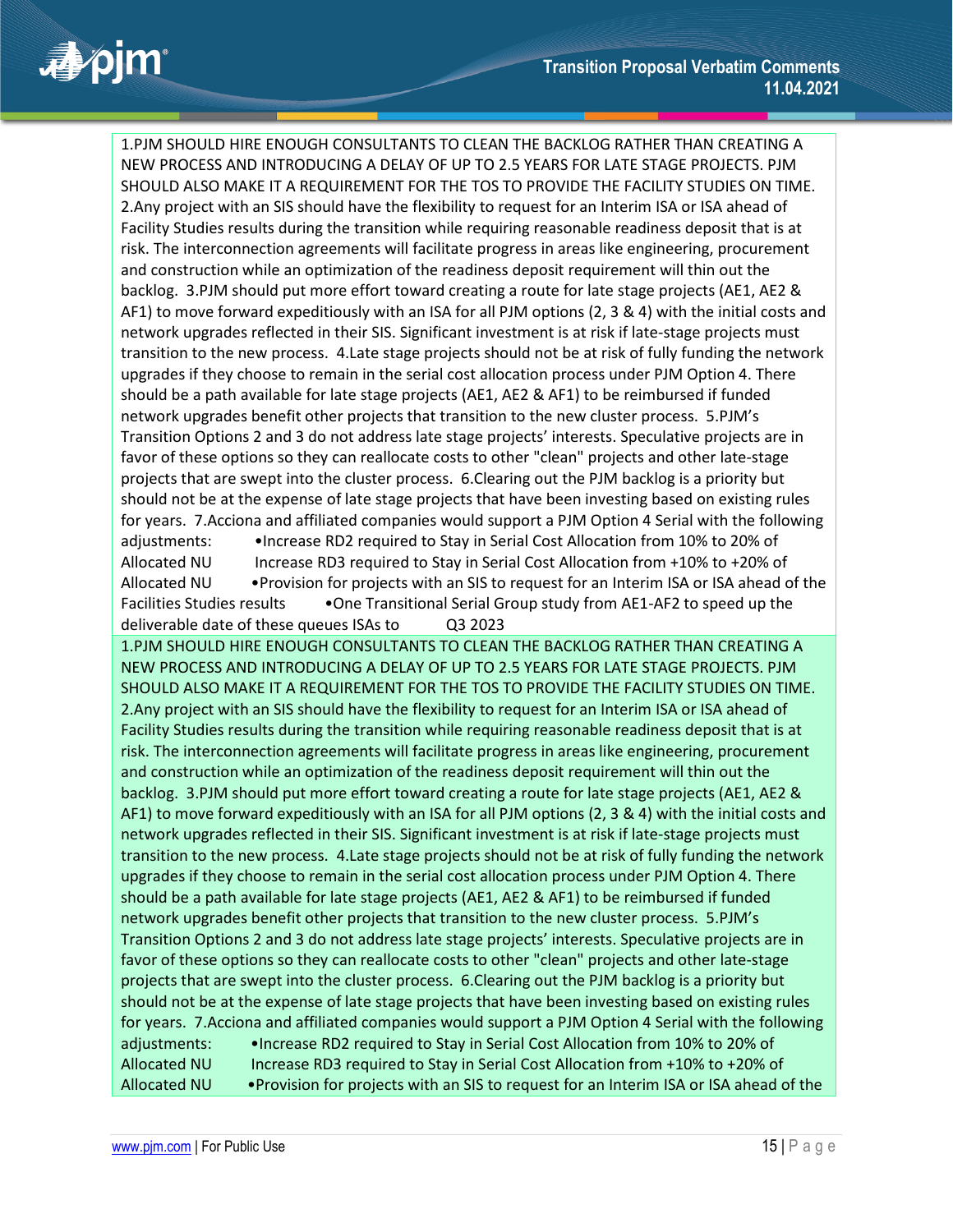1.PJM SHOULD HIRE ENOUGH CONSULTANTS TO CLEAN THE BACKLOG RATHER THAN CREATING A NEW PROCESS AND INTRODUCING A DELAY OF UP TO 2.5 YEARS FOR LATE STAGE PROJECTS. PJM SHOULD ALSO MAKE IT A REQUIREMENT FOR THE TOS TO PROVIDE THE FACILITY STUDIES ON TIME. 2.Any project with an SIS should have the flexibility to request for an Interim ISA or ISA ahead of Facility Studies results during the transition while requiring reasonable readiness deposit that is at risk. The interconnection agreements will facilitate progress in areas like engineering, procurement and construction while an optimization of the readiness deposit requirement will thin out the backlog. 3.PJM should put more effort toward creating a route for late stage projects (AE1, AE2 & AF1) to move forward expeditiously with an ISA for all PJM options (2, 3 & 4) with the initial costs and network upgrades reflected in their SIS. Significant investment is at risk if late-stage projects must transition to the new process. 4.Late stage projects should not be at risk of fully funding the network upgrades if they choose to remain in the serial cost allocation process under PJM Option 4. There should be a path available for late stage projects (AE1, AE2 & AF1) to be reimbursed if funded network upgrades benefit other projects that transition to the new cluster process. 5.PJM's Transition Options 2 and 3 do not address late stage projects' interests. Speculative projects are in favor of these options so they can reallocate costs to other "clean" projects and other late-stage projects that are swept into the cluster process. 6.Clearing out the PJM backlog is a priority but should not be at the expense of late stage projects that have been investing based on existing rules for years. 7.Acciona and affiliated companies would support a PJM Option 4 Serial with the following adjustments: •Increase RD2 required to Stay in Serial Cost Allocation from 10% to 20% of Allocated NU Increase RD3 required to Stay in Serial Cost Allocation from +10% to +20% of Allocated NU •Provision for projects with an SIS to request for an Interim ISA or ISA ahead of the Facilities Studies results •One Transitional Serial Group study from AE1-AF2 to speed up the deliverable date of these queues ISAs to Q3 2023

1.PJM SHOULD HIRE ENOUGH CONSULTANTS TO CLEAN THE BACKLOG RATHER THAN CREATING A NEW PROCESS AND INTRODUCING A DELAY OF UP TO 2.5 YEARS FOR LATE STAGE PROJECTS. PJM SHOULD ALSO MAKE IT A REQUIREMENT FOR THE TOS TO PROVIDE THE FACILITY STUDIES ON TIME. 2.Any project with an SIS should have the flexibility to request for an Interim ISA or ISA ahead of Facility Studies results during the transition while requiring reasonable readiness deposit that is at risk. The interconnection agreements will facilitate progress in areas like engineering, procurement and construction while an optimization of the readiness deposit requirement will thin out the backlog. 3.PJM should put more effort toward creating a route for late stage projects (AE1, AE2 & AF1) to move forward expeditiously with an ISA for all PJM options (2, 3 & 4) with the initial costs and network upgrades reflected in their SIS. Significant investment is at risk if late-stage projects must transition to the new process. 4.Late stage projects should not be at risk of fully funding the network upgrades if they choose to remain in the serial cost allocation process under PJM Option 4. There should be a path available for late stage projects (AE1, AE2 & AF1) to be reimbursed if funded network upgrades benefit other projects that transition to the new cluster process. 5.PJM's Transition Options 2 and 3 do not address late stage projects' interests. Speculative projects are in favor of these options so they can reallocate costs to other "clean" projects and other late-stage projects that are swept into the cluster process. 6.Clearing out the PJM backlog is a priority but should not be at the expense of late stage projects that have been investing based on existing rules for years. 7.Acciona and affiliated companies would support a PJM Option 4 Serial with the following adjustments: •Increase RD2 required to Stay in Serial Cost Allocation from 10% to 20% of Allocated NU Increase RD3 required to Stay in Serial Cost Allocation from +10% to +20% of Allocated NU •Provision for projects with an SIS to request for an Interim ISA or ISA ahead of the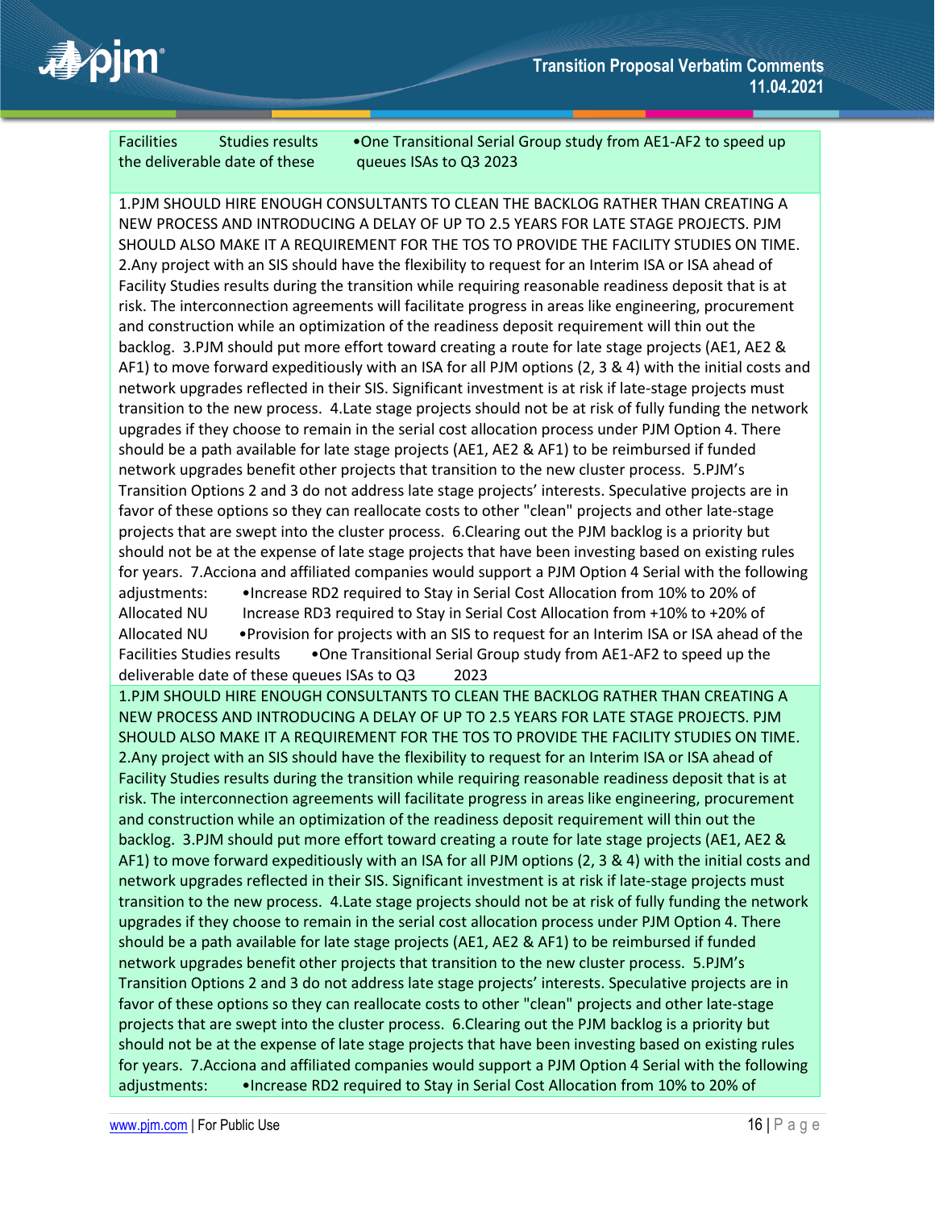Facilities Studies results the deliverable date of these •One Transitional Serial Group study from AE1-AF2 to speed up queues ISAs to Q3 2023

1.PJM SHOULD HIRE ENOUGH CONSULTANTS TO CLEAN THE BACKLOG RATHER THAN CREATING A NEW PROCESS AND INTRODUCING A DELAY OF UP TO 2.5 YEARS FOR LATE STAGE PROJECTS. PJM SHOULD ALSO MAKE IT A REQUIREMENT FOR THE TOS TO PROVIDE THE FACILITY STUDIES ON TIME. 2.Any project with an SIS should have the flexibility to request for an Interim ISA or ISA ahead of Facility Studies results during the transition while requiring reasonable readiness deposit that is at risk. The interconnection agreements will facilitate progress in areas like engineering, procurement and construction while an optimization of the readiness deposit requirement will thin out the backlog. 3.PJM should put more effort toward creating a route for late stage projects (AE1, AE2 & AF1) to move forward expeditiously with an ISA for all PJM options (2, 3 & 4) with the initial costs and network upgrades reflected in their SIS. Significant investment is at risk if late-stage projects must transition to the new process. 4.Late stage projects should not be at risk of fully funding the network upgrades if they choose to remain in the serial cost allocation process under PJM Option 4. There should be a path available for late stage projects (AE1, AE2 & AF1) to be reimbursed if funded network upgrades benefit other projects that transition to the new cluster process. 5.PJM's Transition Options 2 and 3 do not address late stage projects' interests. Speculative projects are in favor of these options so they can reallocate costs to other "clean" projects and other late-stage projects that are swept into the cluster process. 6.Clearing out the PJM backlog is a priority but should not be at the expense of late stage projects that have been investing based on existing rules for years. 7.Acciona and affiliated companies would support a PJM Option 4 Serial with the following adjustments: •Increase RD2 required to Stay in Serial Cost Allocation from 10% to 20% of Allocated NU Increase RD3 required to Stay in Serial Cost Allocation from +10% to +20% of Allocated NU •Provision for projects with an SIS to request for an Interim ISA or ISA ahead of the Facilities Studies results •One Transitional Serial Group study from AE1-AF2 to speed up the deliverable date of these queues ISAs to Q3 2023

1.PJM SHOULD HIRE ENOUGH CONSULTANTS TO CLEAN THE BACKLOG RATHER THAN CREATING A NEW PROCESS AND INTRODUCING A DELAY OF UP TO 2.5 YEARS FOR LATE STAGE PROJECTS. PJM SHOULD ALSO MAKE IT A REQUIREMENT FOR THE TOS TO PROVIDE THE FACILITY STUDIES ON TIME. 2.Any project with an SIS should have the flexibility to request for an Interim ISA or ISA ahead of Facility Studies results during the transition while requiring reasonable readiness deposit that is at risk. The interconnection agreements will facilitate progress in areas like engineering, procurement and construction while an optimization of the readiness deposit requirement will thin out the backlog. 3.PJM should put more effort toward creating a route for late stage projects (AE1, AE2 & AF1) to move forward expeditiously with an ISA for all PJM options (2, 3 & 4) with the initial costs and network upgrades reflected in their SIS. Significant investment is at risk if late-stage projects must transition to the new process. 4.Late stage projects should not be at risk of fully funding the network upgrades if they choose to remain in the serial cost allocation process under PJM Option 4. There should be a path available for late stage projects (AE1, AE2 & AF1) to be reimbursed if funded network upgrades benefit other projects that transition to the new cluster process. 5.PJM's Transition Options 2 and 3 do not address late stage projects' interests. Speculative projects are in favor of these options so they can reallocate costs to other "clean" projects and other late-stage projects that are swept into the cluster process. 6.Clearing out the PJM backlog is a priority but should not be at the expense of late stage projects that have been investing based on existing rules for years. 7.Acciona and affiliated companies would support a PJM Option 4 Serial with the following adjustments: •Increase RD2 required to Stay in Serial Cost Allocation from 10% to 20% of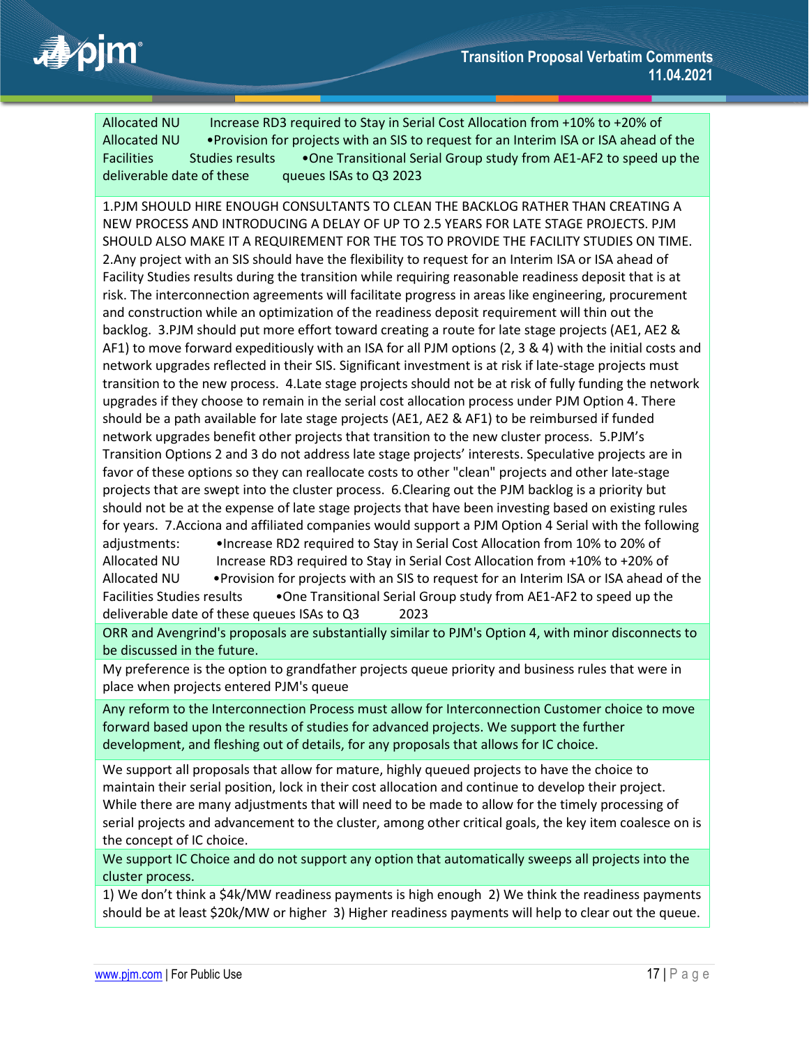| |
|---|
| Allocated NU Increase RD3 required to Stay in Serial Cost Allocation from +10% to +20% of Allocated NU •Provision for projects with an SIS to request for an Interim ISA or ISA ahead of the Facilities Studies results •One Transitional Serial Group study from AE1-AF2 to speed up the deliverable date of these queues ISAs to Q3 2023 |
| 1.PJM SHOULD HIRE ENOUGH CONSULTANTS TO CLEAN THE BACKLOG RATHER THAN CREATING A NEW PROCESS AND INTRODUCING A DELAY OF UP TO 2.5 YEARS FOR LATE STAGE PROJECTS. PJM SHOULD ALSO MAKE IT A REQUIREMENT FOR THE TOS TO PROVIDE THE FACILITY STUDIES ON TIME. 2.Any project with an SIS should have the flexibility to request for an Interim ISA or ISA ahead of Facility Studies results during the transition while requiring reasonable readiness deposit that is at risk. The interconnection agreements will facilitate progress in areas like engineering, procurement and construction while an optimization of the readiness deposit requirement will thin out the backlog. 3.PJM should put more effort toward creating a route for late stage projects (AE1, AE2 & AF1) to move forward expeditiously with an ISA for all PJM options (2, 3 & 4) with the initial costs and network upgrades reflected in their SIS. Significant investment is at risk if late-stage projects must transition to the new process. 4.Late stage projects should not be at risk of fully funding the network upgrades if they choose to remain in the serial cost allocation process under PJM Option 4. There should be a path available for late stage projects (AE1, AE2 & AF1) to be reimbursed if funded network upgrades benefit other projects that transition to the new cluster process. 5.PJM's Transition Options 2 and 3 do not address late stage projects' interests. Speculative projects are in favor of these options so they can reallocate costs to other "clean" projects and other late-stage projects that are swept into the cluster process. 6.Clearing out the PJM backlog is a priority but should not be at the expense of late stage projects that have been investing based on existing rules for years. 7.Acciona and affiliated companies would support a PJM Option 4 Serial with the following adjustments: •Increase RD2 required to Stay in Serial Cost Allocation from 10% to 20% of Allocated NU Increase RD3 required to Stay in Serial Cost Allocation from +10% to +20% of Allocated NU •Provision for projects with an SIS to request for an Interim ISA or ISA ahead of the Facilities Studies results •One Transitional Serial Group study from AE1-AF2 to speed up the deliverable date of these queues ISAs to Q3 2023 |
| ORR and Avengrind's proposals are substantially similar to PJM's Option 4, with minor disconnects to be discussed in the future. |
| My preference is the option to grandfather projects queue priority and business rules that were in place when projects entered PJM's queue |
| Any reform to the Interconnection Process must allow for Interconnection Customer choice to move forward based upon the results of studies for advanced projects. We support the further development, and fleshing out of details, for any proposals that allows for IC choice. |
| We support all proposals that allow for mature, highly queued projects to have the choice to maintain their serial position, lock in their cost allocation and continue to develop their project. While there are many adjustments that will need to be made to allow for the timely processing of serial projects and advancement to the cluster, among other critical goals, the key item coalesce on is the concept of IC choice. |
| We support IC Choice and do not support any option that automatically sweeps all projects into the cluster process. |
| 1) We don't think a $4k/MW readiness payments is high enough 2) We think the readiness payments should be at least $20k/MW or higher 3) Higher readiness payments will help to clear out the queue. |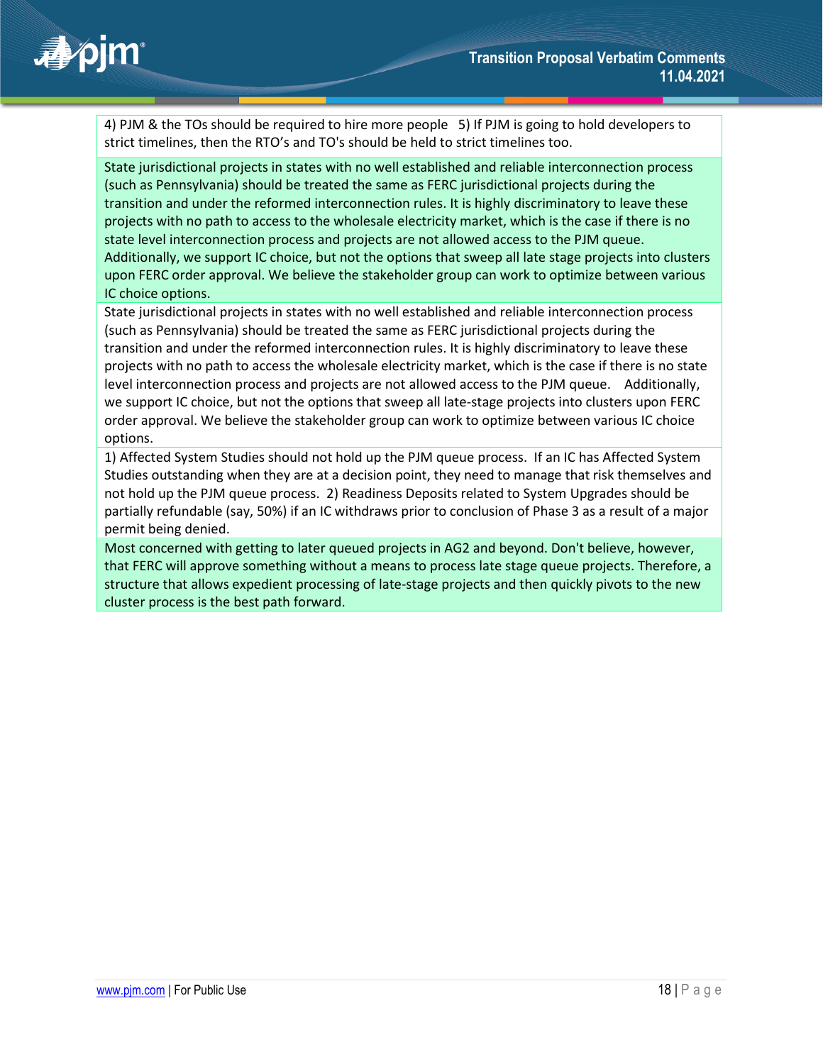| |
|---|
| 4) PJM & the TOs should be required to hire more people 5) If PJM is going to hold developers to strict timelines, then the RTO's and TO's should be held to strict timelines too. |
| State jurisdictional projects in states with no well established and reliable interconnection process (such as Pennsylvania) should be treated the same as FERC jurisdictional projects during the transition and under the reformed interconnection rules. It is highly discriminatory to leave these projects with no path to access to the wholesale electricity market, which is the case if there is no state level interconnection process and projects are not allowed access to the PJM queue. Additionally, we support IC choice, but not the options that sweep all late stage projects into clusters upon FERC order approval. We believe the stakeholder group can work to optimize between various IC choice options. |
| State jurisdictional projects in states with no well established and reliable interconnection process (such as Pennsylvania) should be treated the same as FERC jurisdictional projects during the transition and under the reformed interconnection rules. It is highly discriminatory to leave these projects with no path to access the wholesale electricity market, which is the case if there is no state level interconnection process and projects are not allowed access to the PJM queue. Additionally, we support IC choice, but not the options that sweep all late-stage projects into clusters upon FERC order approval. We believe the stakeholder group can work to optimize between various IC choice options. |
| 1) Affected System Studies should not hold up the PJM queue process. If an IC has Affected System Studies outstanding when they are at a decision point, they need to manage that risk themselves and not hold up the PJM queue process. 2) Readiness Deposits related to System Upgrades should be partially refundable (say, 50%) if an IC withdraws prior to conclusion of Phase 3 as a result of a major permit being denied. |
| Most concerned with getting to later queued projects in AG2 and beyond. Don't believe, however, that FERC will approve something without a means to process late stage queue projects. Therefore, a structure that allows expedient processing of late-stage projects and then quickly pivots to the new cluster process is the best path forward. |